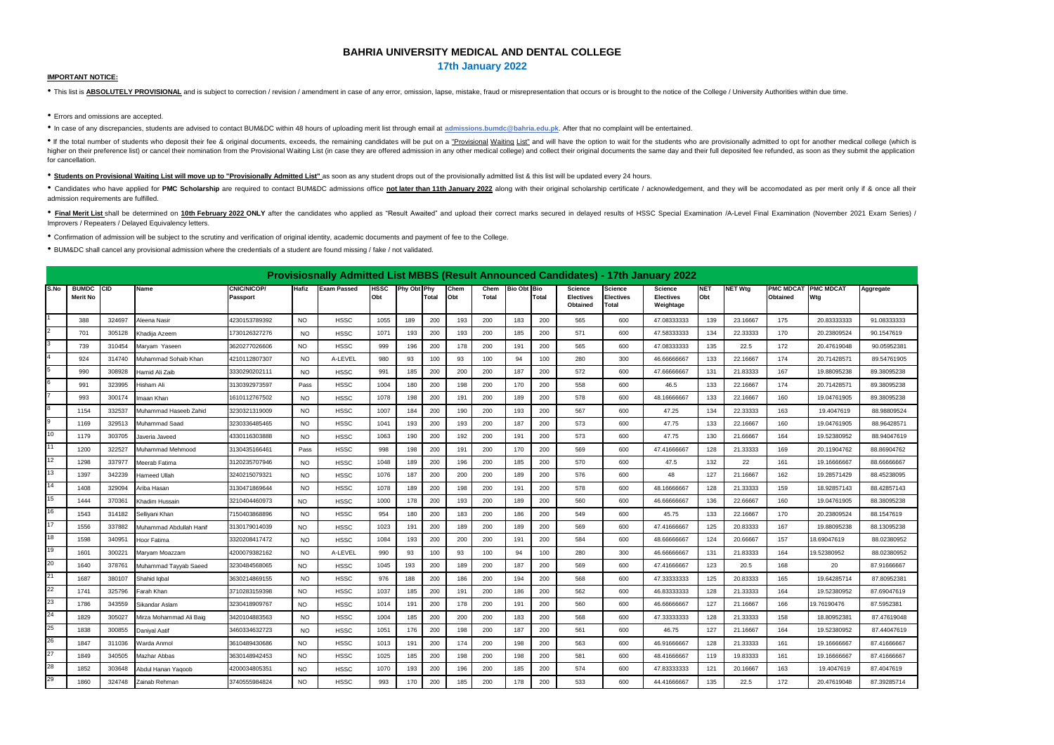# BAHRIA UNIVERSITY MEDICAL AND DENTAL COLLEGE

## 17th January 2022

**IMPORTANT NOTICE:**

- This list is **ABSOLUTELY PROVISIONAL** and is subject to correction / revision / amendment in case of any error, omission, lapse, mistake, fraud or misrepresentation that occurs or is brought to the notice of the College / University Authorities within due time.

- Errors and omissions are accepted.

- In case of any discrepancies, students are advised to contact BUM&DC within 48 hours of uploading merit list through email at **admissions.bumdc@bahria.edu.pk**. After that no complaint will be entertained.

- If the total number of students who deposit their fee & original documents, exceeds, the remaining candidates will be put on a "Provisional Waiting List" and will have the option to wait for the students who are provisionally admitted to opt for another medical college (which is higher on their preference list) or cancel their nomination from the Provisional Waiting List (in case they are offered admission in any other medical college) and collect their original documents the same day and their full deposited fee refunded, as soon as they submit the application for cancellation.

- **Students on Provisional Waiting List will move up to "Provisionally Admitted List"** as soon as any student drops out of the provisionally admitted list & this list will be updated every 24 hours.

- Candidates who have applied for **PMC Scholarship** are required to contact BUM&DC admissions office **not later than 11th January 2022** along with their original scholarship certificate / acknowledgement, and they will be accomodated as per merit only if & once all their admission requirements are fulfilled.

- **Final Merit List** shall be determined on **10th February 2022 ONLY** after the candidates who applied as "Result Awaited" and upload their correct marks secured in delayed results of HSSC Special Examination /A-Level Final Examination (November 2021 Exam Series) / Improvers / Repeaters / Delayed Equivalency letters.

- Confirmation of admission will be subject to the scrutiny and verification of original identity, academic documents and payment of fee to the College.

- BUM&DC shall cancel any provisional admission where the credentials of a student are found missing / fake / not validated.

**Provisiosnally Admitted List MBBS (Result Announced Candidates) - 17th January 2022**

| S.No | BUMDC Merit No | CID | Name | CNIC/NICOP/ Passport | Hafiz | Exam Passed | HSSC Obt | Phy Obt | Phy Total | Chem Obt | Chem Total | Bio Obt | Bio Total | Science Electives Obtained | Science Electives Total | Science Electives Weightage | NET Obt | NET Wtg | PMC MDCAT Obtained | PMC MDCAT Wtg | Aggregate |
|---|---|---|---|---|---|---|---|---|---|---|---|---|---|---|---|---|---|---|---|---|---|
| 1 | 388 | 324697 | Aleena Nasir | 4230153789392 | NO | HSSC | 1055 | 189 | 200 | 193 | 200 | 183 | 200 | 565 | 600 | 47.08333333 | 139 | 23.16667 | 175 | 20.83333333 | 91.08333333 |
| 2 | 701 | 305128 | Khadija Azeem | 1730126327276 | NO | HSSC | 1071 | 193 | 200 | 193 | 200 | 185 | 200 | 571 | 600 | 47.58333333 | 134 | 22.33333 | 170 | 20.23809524 | 90.1547619 |
| 3 | 739 | 310454 | Maryam Yaseen | 3620277026606 | NO | HSSC | 999 | 196 | 200 | 178 | 200 | 191 | 200 | 565 | 600 | 47.08333333 | 135 | 22.5 | 172 | 20.47619048 | 90.05952381 |
| 4 | 924 | 314740 | Muhammad Sohaib Khan | 4210112807307 | NO | A-LEVEL | 980 | 93 | 100 | 93 | 100 | 94 | 100 | 280 | 300 | 46.66666667 | 133 | 22.16667 | 174 | 20.71428571 | 89.54761905 |
| 5 | 990 | 308928 | Hamid Ali Zaib | 3330290202111 | NO | HSSC | 991 | 185 | 200 | 200 | 200 | 187 | 200 | 572 | 600 | 47.66666667 | 131 | 21.83333 | 167 | 19.88095238 | 89.38095238 |
| 6 | 991 | 323995 | Hisham Ali | 3130392973597 | Pass | HSSC | 1004 | 180 | 200 | 198 | 200 | 170 | 200 | 558 | 600 | 46.5 | 133 | 22.16667 | 174 | 20.71428571 | 89.38095238 |
| 7 | 993 | 300174 | Imaan Khan | 1610112767502 | NO | HSSC | 1078 | 198 | 200 | 191 | 200 | 189 | 200 | 578 | 600 | 48.16666667 | 133 | 22.16667 | 160 | 19.04761905 | 89.38095238 |
| 8 | 1154 | 332537 | Muhammad Haseeb Zahid | 3230321319009 | NO | HSSC | 1007 | 184 | 200 | 190 | 200 | 193 | 200 | 567 | 600 | 47.25 | 134 | 22.33333 | 163 | 19.4047619 | 88.98809524 |
| 9 | 1169 | 329513 | Muhammad Saad | 3230336485465 | NO | HSSC | 1041 | 193 | 200 | 193 | 200 | 187 | 200 | 573 | 600 | 47.75 | 133 | 22.16667 | 160 | 19.04761905 | 88.96428571 |
| 10 | 1179 | 303705 | Javeria Javeed | 4330116303888 | NO | HSSC | 1063 | 190 | 200 | 192 | 200 | 191 | 200 | 573 | 600 | 47.75 | 130 | 21.66667 | 164 | 19.52380952 | 88.94047619 |
| 11 | 1200 | 322527 | Muhammad Mehmood | 3130435166461 | Pass | HSSC | 998 | 198 | 200 | 191 | 200 | 170 | 200 | 569 | 600 | 47.41666667 | 128 | 21.33333 | 169 | 20.11904762 | 88.86904762 |
| 12 | 1298 | 337977 | Meerab Fatima | 3120235707946 | NO | HSSC | 1048 | 189 | 200 | 196 | 200 | 185 | 200 | 570 | 600 | 47.5 | 132 | 22 | 161 | 19.16666667 | 88.66666667 |
| 13 | 1397 | 342239 | Hameed Ullah | 3240215079321 | NO | HSSC | 1076 | 187 | 200 | 200 | 200 | 189 | 200 | 576 | 600 | 48 | 127 | 21.16667 | 162 | 19.28571429 | 88.45238095 |
| 14 | 1408 | 329094 | Ariba Hasan | 3130471869644 | NO | HSSC | 1078 | 189 | 200 | 198 | 200 | 191 | 200 | 578 | 600 | 48.16666667 | 128 | 21.33333 | 159 | 18.92857143 | 88.42857143 |
| 15 | 1444 | 370361 | Khadim Hussain | 3210404460973 | NO | HSSC | 1000 | 178 | 200 | 193 | 200 | 189 | 200 | 560 | 600 | 46.66666667 | 136 | 22.66667 | 160 | 19.04761905 | 88.38095238 |
| 16 | 1543 | 314182 | Selliyani Khan | 7150403868896 | NO | HSSC | 954 | 180 | 200 | 183 | 200 | 186 | 200 | 549 | 600 | 45.75 | 133 | 22.16667 | 170 | 20.23809524 | 88.1547619 |
| 17 | 1556 | 337882 | Muhammad Abdullah Hanif | 3130179014039 | NO | HSSC | 1023 | 191 | 200 | 189 | 200 | 189 | 200 | 569 | 600 | 47.41666667 | 125 | 20.83333 | 167 | 19.88095238 | 88.13095238 |
| 18 | 1598 | 340951 | Hoor Fatima | 3320208417472 | NO | HSSC | 1084 | 193 | 200 | 200 | 200 | 191 | 200 | 584 | 600 | 48.66666667 | 124 | 20.66667 | 157 | 18.69047619 | 88.02380952 |
| 19 | 1601 | 300221 | Maryam Moazzam | 4200079382162 | NO | A-LEVEL | 990 | 93 | 100 | 93 | 100 | 94 | 100 | 280 | 300 | 46.66666667 | 131 | 21.83333 | 164 | 19.52380952 | 88.02380952 |
| 20 | 1640 | 378761 | Muhammad Tayyab Saeed | 3230484568065 | NO | HSSC | 1045 | 193 | 200 | 189 | 200 | 187 | 200 | 569 | 600 | 47.41666667 | 123 | 20.5 | 168 | 20 | 87.91666667 |
| 21 | 1687 | 380107 | Shahid Iqbal | 3630214869155 | NO | HSSC | 976 | 188 | 200 | 186 | 200 | 194 | 200 | 568 | 600 | 47.33333333 | 125 | 20.83333 | 165 | 19.64285714 | 87.80952381 |
| 22 | 1741 | 325796 | Farah Khan | 3710283159398 | NO | HSSC | 1037 | 185 | 200 | 191 | 200 | 186 | 200 | 562 | 600 | 46.83333333 | 128 | 21.33333 | 164 | 19.52380952 | 87.69047619 |
| 23 | 1786 | 343559 | Sikandar Aslam | 3230418909767 | NO | HSSC | 1014 | 191 | 200 | 178 | 200 | 191 | 200 | 560 | 600 | 46.66666667 | 127 | 21.16667 | 166 | 19.76190476 | 87.5952381 |
| 24 | 1829 | 305027 | Mirza Mohammad Ali Baig | 3420104883563 | NO | HSSC | 1004 | 185 | 200 | 200 | 200 | 183 | 200 | 568 | 600 | 47.33333333 | 128 | 21.33333 | 158 | 18.80952381 | 87.47619048 |
| 25 | 1838 | 300855 | Daniyal Aatif | 3460334632723 | NO | HSSC | 1051 | 176 | 200 | 198 | 200 | 187 | 200 | 561 | 600 | 46.75 | 127 | 21.16667 | 164 | 19.52380952 | 87.44047619 |
| 26 | 1847 | 311036 | Warda Anmol | 3610489430686 | NO | HSSC | 1013 | 191 | 200 | 174 | 200 | 198 | 200 | 563 | 600 | 46.91666667 | 128 | 21.33333 | 161 | 19.16666667 | 87.41666667 |
| 27 | 1849 | 340505 | Mazhar Abbas | 3630148942453 | NO | HSSC | 1025 | 185 | 200 | 198 | 200 | 198 | 200 | 581 | 600 | 48.41666667 | 119 | 19.83333 | 161 | 19.16666667 | 87.41666667 |
| 28 | 1852 | 303648 | Abdul Hanan Yaqoob | 4200034805351 | NO | HSSC | 1070 | 193 | 200 | 196 | 200 | 185 | 200 | 574 | 600 | 47.83333333 | 121 | 20.16667 | 163 | 19.4047619 | 87.4047619 |
| 29 | 1860 | 324748 | Zainab Rehman | 3740555984824 | NO | HSSC | 993 | 170 | 200 | 185 | 200 | 178 | 200 | 533 | 600 | 44.41666667 | 135 | 22.5 | 172 | 20.47619048 | 87.39285714 |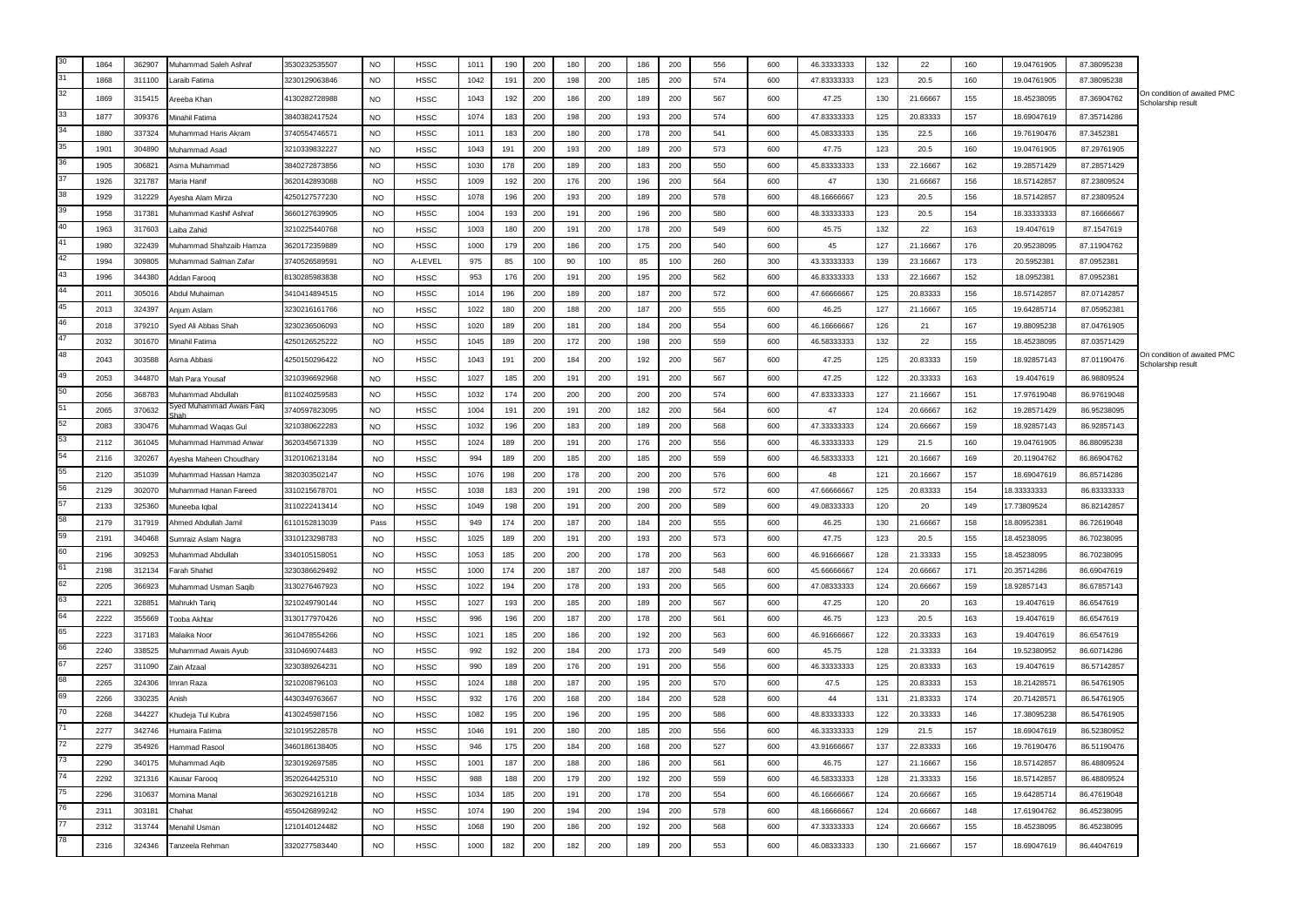| 30 | 1864 | 362907 | Muhammad Saleh Ashraf | 3530232535507 | NO | HSSC | 1011 | 190 | 200 | 180 | 200 | 186 | 200 | 556 | 600 | 46.33333333 | 132 | 22 | 160 | 19.04761905 | 87.38095238 | |
|---|---|---|---|---|---|---|---|---|---|---|---|---|---|---|---|---|---|---|---|---|---|---|
| 31 | 1868 | 311100 | Laraib Fatima | 3230129063846 | NO | HSSC | 1042 | 191 | 200 | 198 | 200 | 185 | 200 | 574 | 600 | 47.83333333 | 123 | 20.5 | 160 | 19.04761905 | 87.38095238 | |
| 32 | 1869 | 315415 | Areeba Khan | 4130282728988 | NO | HSSC | 1043 | 192 | 200 | 186 | 200 | 189 | 200 | 567 | 600 | 47.25 | 130 | 21.66667 | 155 | 18.45238095 | 87.36904762 | On condition of awaited PMC Scholarship result |
| 33 | 1877 | 309376 | Minahil Fatima | 3840382417524 | NO | HSSC | 1074 | 183 | 200 | 198 | 200 | 193 | 200 | 574 | 600 | 47.83333333 | 125 | 20.83333 | 157 | 18.69047619 | 87.35714286 | |
| 34 | 1880 | 337324 | Muhammad Haris Akram | 3740554746571 | NO | HSSC | 1011 | 183 | 200 | 180 | 200 | 178 | 200 | 541 | 600 | 45.08333333 | 135 | 22.5 | 166 | 19.76190476 | 87.3452381 | |
| 35 | 1901 | 304890 | Muhammad Asad | 3210339832227 | NO | HSSC | 1043 | 191 | 200 | 193 | 200 | 189 | 200 | 573 | 600 | 47.75 | 123 | 20.5 | 160 | 19.04761905 | 87.29761905 | |
| 36 | 1905 | 306821 | Asma Muhammad | 3840272873856 | NO | HSSC | 1030 | 178 | 200 | 189 | 200 | 183 | 200 | 550 | 600 | 45.83333333 | 133 | 22.16667 | 162 | 19.28571429 | 87.28571429 | |
| 37 | 1926 | 321787 | Maria Hanif | 3620142893088 | NO | HSSC | 1009 | 192 | 200 | 176 | 200 | 196 | 200 | 564 | 600 | 47 | 130 | 21.66667 | 156 | 18.57142857 | 87.23809524 | |
| 38 | 1929 | 312229 | Ayesha Alam Mirza | 4250127577230 | NO | HSSC | 1078 | 196 | 200 | 193 | 200 | 189 | 200 | 578 | 600 | 48.16666667 | 123 | 20.5 | 156 | 18.57142857 | 87.23809524 | |
| 39 | 1958 | 317381 | Muhammad Kashif Ashraf | 3660127639905 | NO | HSSC | 1004 | 193 | 200 | 191 | 200 | 196 | 200 | 580 | 600 | 48.33333333 | 123 | 20.5 | 154 | 18.33333333 | 87.16666667 | |
| 40 | 1963 | 317603 | Laiba Zahid | 3210225440768 | NO | HSSC | 1003 | 180 | 200 | 191 | 200 | 178 | 200 | 549 | 600 | 45.75 | 132 | 22 | 163 | 19.4047619 | 87.1547619 | |
| 41 | 1980 | 322439 | Muhammad Shahzaib Hamza | 3620172359889 | NO | HSSC | 1000 | 179 | 200 | 186 | 200 | 175 | 200 | 540 | 600 | 45 | 127 | 21.16667 | 176 | 20.95238095 | 87.11904762 | |
| 42 | 1994 | 309805 | Muhammad Salman Zafar | 3740526589591 | NO | A-LEVEL | 975 | 85 | 100 | 90 | 100 | 85 | 100 | 260 | 300 | 43.33333333 | 139 | 23.16667 | 173 | 20.5952381 | 87.0952381 | |
| 43 | 1996 | 344380 | Addan Farooq | 8130285983838 | NO | HSSC | 953 | 176 | 200 | 191 | 200 | 195 | 200 | 562 | 600 | 46.83333333 | 133 | 22.16667 | 152 | 18.0952381 | 87.0952381 | |
| 44 | 2011 | 305016 | Abdul Muhaiman | 3410414894515 | NO | HSSC | 1014 | 196 | 200 | 189 | 200 | 187 | 200 | 572 | 600 | 47.66666667 | 125 | 20.83333 | 156 | 18.57142857 | 87.07142857 | |
| 45 | 2013 | 324397 | Anjum Aslam | 3230216161766 | NO | HSSC | 1022 | 180 | 200 | 188 | 200 | 187 | 200 | 555 | 600 | 46.25 | 127 | 21.16667 | 165 | 19.64285714 | 87.05952381 | |
| 46 | 2018 | 379210 | Syed Ali Abbas Shah | 3230236506093 | NO | HSSC | 1020 | 189 | 200 | 181 | 200 | 184 | 200 | 554 | 600 | 46.16666667 | 126 | 21 | 167 | 19.88095238 | 87.04761905 | |
| 47 | 2032 | 301670 | Minahil Fatima | 4250126525222 | NO | HSSC | 1045 | 189 | 200 | 172 | 200 | 198 | 200 | 559 | 600 | 46.58333333 | 132 | 22 | 155 | 18.45238095 | 87.03571429 | |
| 48 | 2043 | 303588 | Asma Abbasi | 4250150296422 | NO | HSSC | 1043 | 191 | 200 | 184 | 200 | 192 | 200 | 567 | 600 | 47.25 | 125 | 20.83333 | 159 | 18.92857143 | 87.01190476 | On condition of awaited PMC Scholarship result |
| 49 | 2053 | 344870 | Mah Para Yousaf | 3210396692968 | NO | HSSC | 1027 | 185 | 200 | 191 | 200 | 191 | 200 | 567 | 600 | 47.25 | 122 | 20.33333 | 163 | 19.4047619 | 86.98809524 | |
| 50 | 2056 | 368783 | Muhammad Abdullah | 8110240259583 | NO | HSSC | 1032 | 174 | 200 | 200 | 200 | 200 | 200 | 574 | 600 | 47.83333333 | 127 | 21.16667 | 151 | 17.97619048 | 86.97619048 | |
| 51 | 2065 | 370632 | Syed Muhammad Awais Faiq Shah | 3740597823095 | NO | HSSC | 1004 | 191 | 200 | 191 | 200 | 182 | 200 | 564 | 600 | 47 | 124 | 20.66667 | 162 | 19.28571429 | 86.95238095 | |
| 52 | 2083 | 330476 | Muhammad Waqas Gul | 3210380622283 | NO | HSSC | 1032 | 196 | 200 | 183 | 200 | 189 | 200 | 568 | 600 | 47.33333333 | 124 | 20.66667 | 159 | 18.92857143 | 86.92857143 | |
| 53 | 2112 | 361045 | Muhammad Hammad Anwar | 3620345671339 | NO | HSSC | 1024 | 189 | 200 | 191 | 200 | 176 | 200 | 556 | 600 | 46.33333333 | 129 | 21.5 | 160 | 19.04761905 | 86.88095238 | |
| 54 | 2116 | 320267 | Ayesha Maheen Choudhary | 3120106213184 | NO | HSSC | 994 | 189 | 200 | 185 | 200 | 185 | 200 | 559 | 600 | 46.58333333 | 121 | 20.16667 | 169 | 20.11904762 | 86.86904762 | |
| 55 | 2120 | 351039 | Muhammad Hassan Hamza | 3820303502147 | NO | HSSC | 1076 | 198 | 200 | 178 | 200 | 200 | 200 | 576 | 600 | 48 | 121 | 20.16667 | 157 | 18.69047619 | 86.85714286 | |
| 56 | 2129 | 302070 | Muhammad Hanan Fareed | 3310215678701 | NO | HSSC | 1038 | 183 | 200 | 191 | 200 | 198 | 200 | 572 | 600 | 47.66666667 | 125 | 20.83333 | 154 | 18.33333333 | 86.83333333 | |
| 57 | 2133 | 325360 | Muneeba Iqbal | 3110222413414 | NO | HSSC | 1049 | 198 | 200 | 191 | 200 | 200 | 200 | 589 | 600 | 49.08333333 | 120 | 20 | 149 | 17.73809524 | 86.82142857 | |
| 58 | 2179 | 317919 | Ahmed Abdullah Jamil | 6110152813039 | Pass | HSSC | 949 | 174 | 200 | 187 | 200 | 184 | 200 | 555 | 600 | 46.25 | 130 | 21.66667 | 158 | 18.80952381 | 86.72619048 | |
| 59 | 2191 | 340468 | Sumraiz Aslam Nagra | 3310123298783 | NO | HSSC | 1025 | 189 | 200 | 191 | 200 | 193 | 200 | 573 | 600 | 47.75 | 123 | 20.5 | 155 | 18.45238095 | 86.70238095 | |
| 60 | 2196 | 309253 | Muhammad Abdullah | 3340105158051 | NO | HSSC | 1053 | 185 | 200 | 200 | 200 | 178 | 200 | 563 | 600 | 46.91666667 | 128 | 21.33333 | 155 | 18.45238095 | 86.70238095 | |
| 61 | 2198 | 312134 | Farah Shahid | 3230386629492 | NO | HSSC | 1000 | 174 | 200 | 187 | 200 | 187 | 200 | 548 | 600 | 45.66666667 | 124 | 20.66667 | 171 | 20.35714286 | 86.69047619 | |
| 62 | 2205 | 366923 | Muhammad Usman Saqib | 3130276467923 | NO | HSSC | 1022 | 194 | 200 | 178 | 200 | 193 | 200 | 565 | 600 | 47.08333333 | 124 | 20.66667 | 159 | 18.92857143 | 86.67857143 | |
| 63 | 2221 | 328851 | Mahrukh Tariq | 3210249790144 | NO | HSSC | 1027 | 193 | 200 | 185 | 200 | 189 | 200 | 567 | 600 | 47.25 | 120 | 20 | 163 | 19.4047619 | 86.6547619 | |
| 64 | 2222 | 355669 | Tooba Akhtar | 3130177970426 | NO | HSSC | 996 | 196 | 200 | 187 | 200 | 178 | 200 | 561 | 600 | 46.75 | 123 | 20.5 | 163 | 19.4047619 | 86.6547619 | |
| 65 | 2223 | 317183 | Malaika Noor | 3610478554266 | NO | HSSC | 1021 | 185 | 200 | 186 | 200 | 192 | 200 | 563 | 600 | 46.91666667 | 122 | 20.33333 | 163 | 19.4047619 | 86.6547619 | |
| 66 | 2240 | 338525 | Muhammad Awais Ayub | 3310469074483 | NO | HSSC | 992 | 192 | 200 | 184 | 200 | 173 | 200 | 549 | 600 | 45.75 | 128 | 21.33333 | 164 | 19.52380952 | 86.60714286 | |
| 67 | 2257 | 311090 | Zain Afzaal | 3230389264231 | NO | HSSC | 990 | 189 | 200 | 176 | 200 | 191 | 200 | 556 | 600 | 46.33333333 | 125 | 20.83333 | 163 | 19.4047619 | 86.57142857 | |
| 68 | 2265 | 324306 | Imran Raza | 3210208796103 | NO | HSSC | 1024 | 188 | 200 | 187 | 200 | 195 | 200 | 570 | 600 | 47.5 | 125 | 20.83333 | 153 | 18.21428571 | 86.54761905 | |
| 69 | 2266 | 330235 | Anish | 4430349763667 | NO | HSSC | 932 | 176 | 200 | 168 | 200 | 184 | 200 | 528 | 600 | 44 | 131 | 21.83333 | 174 | 20.71428571 | 86.54761905 | |
| 70 | 2268 | 344227 | Khudeja Tul Kubra | 4130245987156 | NO | HSSC | 1082 | 195 | 200 | 196 | 200 | 195 | 200 | 586 | 600 | 48.83333333 | 122 | 20.33333 | 146 | 17.38095238 | 86.54761905 | |
| 71 | 2277 | 342746 | Humaira Fatima | 3210195228578 | NO | HSSC | 1046 | 191 | 200 | 180 | 200 | 185 | 200 | 556 | 600 | 46.33333333 | 129 | 21.5 | 157 | 18.69047619 | 86.52380952 | |
| 72 | 2279 | 354926 | Hammad Rasool | 3460186138405 | NO | HSSC | 946 | 175 | 200 | 184 | 200 | 168 | 200 | 527 | 600 | 43.91666667 | 137 | 22.83333 | 166 | 19.76190476 | 86.51190476 | |
| 73 | 2290 | 340175 | Muhammad Aqib | 3230192697585 | NO | HSSC | 1001 | 187 | 200 | 188 | 200 | 186 | 200 | 561 | 600 | 46.75 | 127 | 21.16667 | 156 | 18.57142857 | 86.48809524 | |
| 74 | 2292 | 321316 | Kausar Farooq | 3520264425310 | NO | HSSC | 988 | 188 | 200 | 179 | 200 | 192 | 200 | 559 | 600 | 46.58333333 | 128 | 21.33333 | 156 | 18.57142857 | 86.48809524 | |
| 75 | 2296 | 310637 | Momina Manal | 3630292161218 | NO | HSSC | 1034 | 185 | 200 | 191 | 200 | 178 | 200 | 554 | 600 | 46.16666667 | 124 | 20.66667 | 165 | 19.64285714 | 86.47619048 | |
| 76 | 2311 | 303181 | Chahat | 4550426899242 | NO | HSSC | 1074 | 190 | 200 | 194 | 200 | 194 | 200 | 578 | 600 | 48.16666667 | 124 | 20.66667 | 148 | 17.61904762 | 86.45238095 | |
| 77 | 2312 | 313744 | Menahil Usman | 1210140124482 | NO | HSSC | 1068 | 190 | 200 | 186 | 200 | 192 | 200 | 568 | 600 | 47.33333333 | 124 | 20.66667 | 155 | 18.45238095 | 86.45238095 | |
| 78 | 2316 | 324346 | Tanzeela Rehman | 3320277583440 | NO | HSSC | 1000 | 182 | 200 | 182 | 200 | 189 | 200 | 553 | 600 | 46.08333333 | 130 | 21.66667 | 157 | 18.69047619 | 86.44047619 | |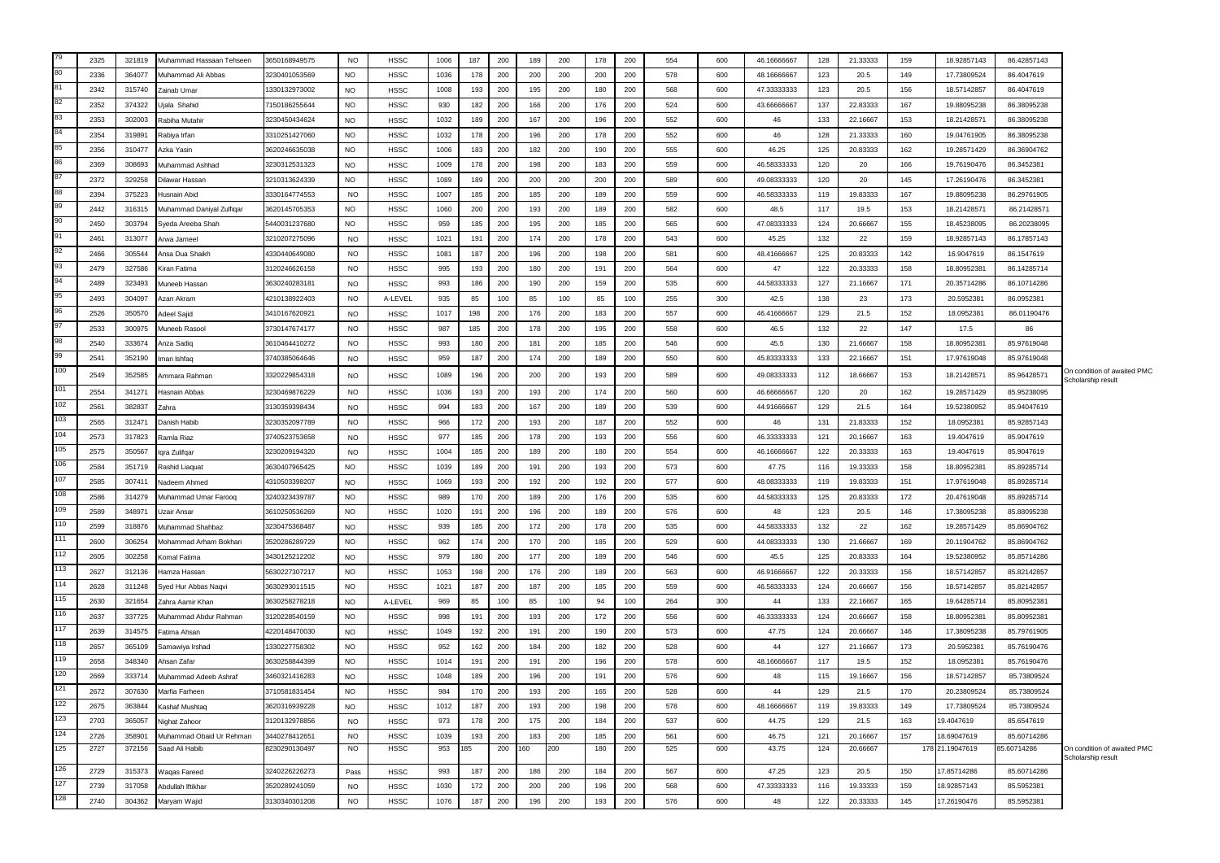| | | | | | | | | | | | | | | | | | | | | | | |
|---|---|---|---|---|---|---|---|---|---|---|---|---|---|---|---|---|---|---|---|---|---|---|
| 79 | 2325 | 321819 | Muhammad Hassaan Tehseen | 3650168949575 | NO | HSSC | 1006 | 187 | 200 | 189 | 200 | 178 | 200 | 554 | 600 | 46.16666667 | 128 | 21.33333 | 159 | 18.92857143 | 86.42857143 | |
| 80 | 2336 | 364077 | Muhammad Ali Abbas | 3230401053569 | NO | HSSC | 1036 | 178 | 200 | 200 | 200 | 200 | 200 | 578 | 600 | 48.16666667 | 123 | 20.5 | 149 | 17.73809524 | 86.4047619 | |
| 81 | 2342 | 315740 | Zainab Umar | 1330132973002 | NO | HSSC | 1008 | 193 | 200 | 195 | 200 | 180 | 200 | 568 | 600 | 47.33333333 | 123 | 20.5 | 156 | 18.57142857 | 86.4047619 | |
| 82 | 2352 | 374322 | Ujala Shahid | 7150186255644 | NO | HSSC | 930 | 182 | 200 | 166 | 200 | 176 | 200 | 524 | 600 | 43.66666667 | 137 | 22.83333 | 167 | 19.88095238 | 86.38095238 | |
| 83 | 2353 | 302003 | Rabiha Mutahir | 3230450434624 | NO | HSSC | 1032 | 189 | 200 | 167 | 200 | 196 | 200 | 552 | 600 | 46 | 133 | 22.16667 | 153 | 18.21428571 | 86.38095238 | |
| 84 | 2354 | 319891 | Rabiya Irfan | 3310251427060 | NO | HSSC | 1032 | 178 | 200 | 196 | 200 | 178 | 200 | 552 | 600 | 46 | 128 | 21.33333 | 160 | 19.04761905 | 86.38095238 | |
| 85 | 2356 | 310477 | Azka Yasin | 3620246635038 | NO | HSSC | 1006 | 183 | 200 | 182 | 200 | 190 | 200 | 555 | 600 | 46.25 | 125 | 20.83333 | 162 | 19.28571429 | 86.36904762 | |
| 86 | 2369 | 308693 | Muhammad Ashhad | 3230312531323 | NO | HSSC | 1009 | 178 | 200 | 198 | 200 | 183 | 200 | 559 | 600 | 46.58333333 | 120 | 20 | 166 | 19.76190476 | 86.3452381 | |
| 87 | 2372 | 329258 | Dilawar Hassan | 3210313624339 | NO | HSSC | 1089 | 189 | 200 | 200 | 200 | 200 | 200 | 589 | 600 | 49.08333333 | 120 | 20 | 145 | 17.26190476 | 86.3452381 | |
| 88 | 2394 | 375223 | Husnain Abid | 3330164774553 | NO | HSSC | 1007 | 185 | 200 | 185 | 200 | 189 | 200 | 559 | 600 | 46.58333333 | 119 | 19.83333 | 167 | 19.88095238 | 86.29761905 | |
| 89 | 2442 | 316315 | Muhammad Daniyal Zulfiqar | 3620145705353 | NO | HSSC | 1060 | 200 | 200 | 193 | 200 | 189 | 200 | 582 | 600 | 48.5 | 117 | 19.5 | 153 | 18.21428571 | 86.21428571 | |
| 90 | 2450 | 303794 | Syeda Areeba Shah | 5440031237680 | NO | HSSC | 959 | 185 | 200 | 195 | 200 | 185 | 200 | 565 | 600 | 47.08333333 | 124 | 20.66667 | 155 | 18.45238095 | 86.20238095 | |
| 91 | 2461 | 313077 | Arwa Jameel | 3210207275096 | NO | HSSC | 1021 | 191 | 200 | 174 | 200 | 178 | 200 | 543 | 600 | 45.25 | 132 | 22 | 159 | 18.92857143 | 86.17857143 | |
| 92 | 2466 | 305544 | Ansa Dua Shaikh | 4330440649080 | NO | HSSC | 1081 | 187 | 200 | 196 | 200 | 198 | 200 | 581 | 600 | 48.41666667 | 125 | 20.83333 | 142 | 16.9047619 | 86.1547619 | |
| 93 | 2479 | 327586 | Kiran Fatima | 3120246626158 | NO | HSSC | 995 | 193 | 200 | 180 | 200 | 191 | 200 | 564 | 600 | 47 | 122 | 20.33333 | 158 | 18.80952381 | 86.14285714 | |
| 94 | 2489 | 323493 | Muneeb Hassan | 3630240283181 | NO | HSSC | 993 | 186 | 200 | 190 | 200 | 159 | 200 | 535 | 600 | 44.58333333 | 127 | 21.16667 | 171 | 20.35714286 | 86.10714286 | |
| 95 | 2493 | 304097 | Azan Akram | 4210138922403 | NO | A-LEVEL | 935 | 85 | 100 | 85 | 100 | 85 | 100 | 255 | 300 | 42.5 | 138 | 23 | 173 | 20.5952381 | 86.0952381 | |
| 96 | 2526 | 350570 | Adeel Sajid | 3410167620921 | NO | HSSC | 1017 | 198 | 200 | 176 | 200 | 183 | 200 | 557 | 600 | 46.41666667 | 129 | 21.5 | 152 | 18.0952381 | 86.01190476 | |
| 97 | 2533 | 300975 | Muneeb Rasool | 3730147674177 | NO | HSSC | 987 | 185 | 200 | 178 | 200 | 195 | 200 | 558 | 600 | 46.5 | 132 | 22 | 147 | 17.5 | 86 | |
| 98 | 2540 | 333674 | Anza Sadiq | 3610464410272 | NO | HSSC | 993 | 180 | 200 | 181 | 200 | 185 | 200 | 546 | 600 | 45.5 | 130 | 21.66667 | 158 | 18.80952381 | 85.97619048 | |
| 99 | 2541 | 352190 | Iman Ishfaq | 3740385064646 | NO | HSSC | 959 | 187 | 200 | 174 | 200 | 189 | 200 | 550 | 600 | 45.83333333 | 133 | 22.16667 | 151 | 17.97619048 | 85.97619048 | |
| 100 | 2549 | 352585 | Ammara Rahman | 3320229854318 | NO | HSSC | 1089 | 196 | 200 | 200 | 200 | 193 | 200 | 589 | 600 | 49.08333333 | 112 | 18.66667 | 153 | 18.21428571 | 85.96428571 | On condition of awaited PMC Scholarship result |
| 101 | 2554 | 341271 | Hasnain Abbas | 3230469876229 | NO | HSSC | 1036 | 193 | 200 | 193 | 200 | 174 | 200 | 560 | 600 | 46.66666667 | 120 | 20 | 162 | 19.28571429 | 85.95238095 | |
| 102 | 2561 | 382837 | Zahra | 3130359398434 | NO | HSSC | 994 | 183 | 200 | 167 | 200 | 189 | 200 | 539 | 600 | 44.91666667 | 129 | 21.5 | 164 | 19.52380952 | 85.94047619 | |
| 103 | 2565 | 312471 | Danish Habib | 3230352097789 | NO | HSSC | 966 | 172 | 200 | 193 | 200 | 187 | 200 | 552 | 600 | 46 | 131 | 21.83333 | 152 | 18.0952381 | 85.92857143 | |
| 104 | 2573 | 317823 | Ramla Riaz | 3740523753658 | NO | HSSC | 977 | 185 | 200 | 178 | 200 | 193 | 200 | 556 | 600 | 46.33333333 | 121 | 20.16667 | 163 | 19.4047619 | 85.9047619 | |
| 105 | 2575 | 350567 | Iqra Zulifqar | 3230209194320 | NO | HSSC | 1004 | 185 | 200 | 189 | 200 | 180 | 200 | 554 | 600 | 46.16666667 | 122 | 20.33333 | 163 | 19.4047619 | 85.9047619 | |
| 106 | 2584 | 351719 | Rashid Liaquat | 3630407965425 | NO | HSSC | 1039 | 189 | 200 | 191 | 200 | 193 | 200 | 573 | 600 | 47.75 | 116 | 19.33333 | 158 | 18.80952381 | 85.89285714 | |
| 107 | 2585 | 307411 | Nadeem Ahmed | 4310503398207 | NO | HSSC | 1069 | 193 | 200 | 192 | 200 | 192 | 200 | 577 | 600 | 48.08333333 | 119 | 19.83333 | 151 | 17.97619048 | 85.89285714 | |
| 108 | 2586 | 314279 | Muhammad Umar Farooq | 3240323439787 | NO | HSSC | 989 | 170 | 200 | 189 | 200 | 176 | 200 | 535 | 600 | 44.58333333 | 125 | 20.83333 | 172 | 20.47619048 | 85.89285714 | |
| 109 | 2589 | 348971 | Uzair Ansar | 3610250536269 | NO | HSSC | 1020 | 191 | 200 | 196 | 200 | 189 | 200 | 576 | 600 | 48 | 123 | 20.5 | 146 | 17.38095238 | 85.88095238 | |
| 110 | 2599 | 318876 | Muhammad Shahbaz | 3230475368487 | NO | HSSC | 939 | 185 | 200 | 172 | 200 | 178 | 200 | 535 | 600 | 44.58333333 | 132 | 22 | 162 | 19.28571429 | 85.86904762 | |
| 111 | 2600 | 306254 | Mohammad Arham Bokhari | 3520286289729 | NO | HSSC | 962 | 174 | 200 | 170 | 200 | 185 | 200 | 529 | 600 | 44.08333333 | 130 | 21.66667 | 169 | 20.11904762 | 85.86904762 | |
| 112 | 2605 | 302258 | Komal Fatima | 3430125212202 | NO | HSSC | 979 | 180 | 200 | 177 | 200 | 189 | 200 | 546 | 600 | 45.5 | 125 | 20.83333 | 164 | 19.52380952 | 85.85714286 | |
| 113 | 2627 | 312136 | Hamza Hassan | 5630227307217 | NO | HSSC | 1053 | 198 | 200 | 176 | 200 | 189 | 200 | 563 | 600 | 46.91666667 | 122 | 20.33333 | 156 | 18.57142857 | 85.82142857 | |
| 114 | 2628 | 311248 | Syed Hur Abbas Naqvi | 3630293011515 | NO | HSSC | 1021 | 187 | 200 | 187 | 200 | 185 | 200 | 559 | 600 | 46.58333333 | 124 | 20.66667 | 156 | 18.57142857 | 85.82142857 | |
| 115 | 2630 | 321654 | Zahra Aamir Khan | 3630258278218 | NO | A-LEVEL | 969 | 85 | 100 | 85 | 100 | 94 | 100 | 264 | 300 | 44 | 133 | 22.16667 | 165 | 19.64285714 | 85.80952381 | |
| 116 | 2637 | 337725 | Muhammad Abdur Rahman | 3120228540159 | NO | HSSC | 998 | 191 | 200 | 193 | 200 | 172 | 200 | 556 | 600 | 46.33333333 | 124 | 20.66667 | 158 | 18.80952381 | 85.80952381 | |
| 117 | 2639 | 314575 | Fatima Ahsan | 4220148470030 | NO | HSSC | 1049 | 192 | 200 | 191 | 200 | 190 | 200 | 573 | 600 | 47.75 | 124 | 20.66667 | 146 | 17.38095238 | 85.79761905 | |
| 118 | 2657 | 365109 | Samawiya Irshad | 1330227758302 | NO | HSSC | 952 | 162 | 200 | 184 | 200 | 182 | 200 | 528 | 600 | 44 | 127 | 21.16667 | 173 | 20.5952381 | 85.76190476 | |
| 119 | 2658 | 348340 | Ahsan Zafar | 3630258844399 | NO | HSSC | 1014 | 191 | 200 | 191 | 200 | 196 | 200 | 578 | 600 | 48.16666667 | 117 | 19.5 | 152 | 18.0952381 | 85.76190476 | |
| 120 | 2669 | 333714 | Muhammad Adeeb Ashraf | 3460321416283 | NO | HSSC | 1048 | 189 | 200 | 196 | 200 | 191 | 200 | 576 | 600 | 48 | 115 | 19.16667 | 156 | 18.57142857 | 85.73809524 | |
| 121 | 2672 | 307630 | Marfia Farheen | 3710581831454 | NO | HSSC | 984 | 170 | 200 | 193 | 200 | 165 | 200 | 528 | 600 | 44 | 129 | 21.5 | 170 | 20.23809524 | 85.73809524 | |
| 122 | 2675 | 363844 | Kashaf Mushtaq | 3620316939228 | NO | HSSC | 1012 | 187 | 200 | 193 | 200 | 198 | 200 | 578 | 600 | 48.16666667 | 119 | 19.83333 | 149 | 17.73809524 | 85.73809524 | |
| 123 | 2703 | 365057 | Nighat Zahoor | 3120132978856 | NO | HSSC | 973 | 178 | 200 | 175 | 200 | 184 | 200 | 537 | 600 | 44.75 | 129 | 21.5 | 163 | 19.4047619 | 85.6547619 | |
| 124 | 2726 | 358901 | Muhammad Obaid Ur Rehman | 3440278412651 | NO | HSSC | 1039 | 193 | 200 | 183 | 200 | 185 | 200 | 561 | 600 | 46.75 | 121 | 20.16667 | 157 | 18.69047619 | 85.60714286 | |
| 125 | 2727 | 372156 | Saad Ali Habib | 8230290130497 | NO | HSSC | 953 | 185 | 200 | 160 | 200 | 180 | 200 | 525 | 600 | 43.75 | 124 | 20.66667 | 178 | 21.19047619 | 85.60714286 | On condition of awaited PMC Scholarship result |
| 126 | 2729 | 315373 | Waqas Fareed | 3240226226273 | Pass | HSSC | 993 | 187 | 200 | 186 | 200 | 184 | 200 | 567 | 600 | 47.25 | 123 | 20.5 | 150 | 17.85714286 | 85.60714286 | |
| 127 | 2739 | 317058 | Abdullah Iftikhar | 3520289241059 | NO | HSSC | 1030 | 172 | 200 | 200 | 200 | 196 | 200 | 568 | 600 | 47.33333333 | 116 | 19.33333 | 159 | 18.92857143 | 85.5952381 | |
| 128 | 2740 | 304362 | Maryam Wajid | 3130340301208 | NO | HSSC | 1076 | 187 | 200 | 196 | 200 | 193 | 200 | 576 | 600 | 48 | 122 | 20.33333 | 145 | 17.26190476 | 85.5952381 | |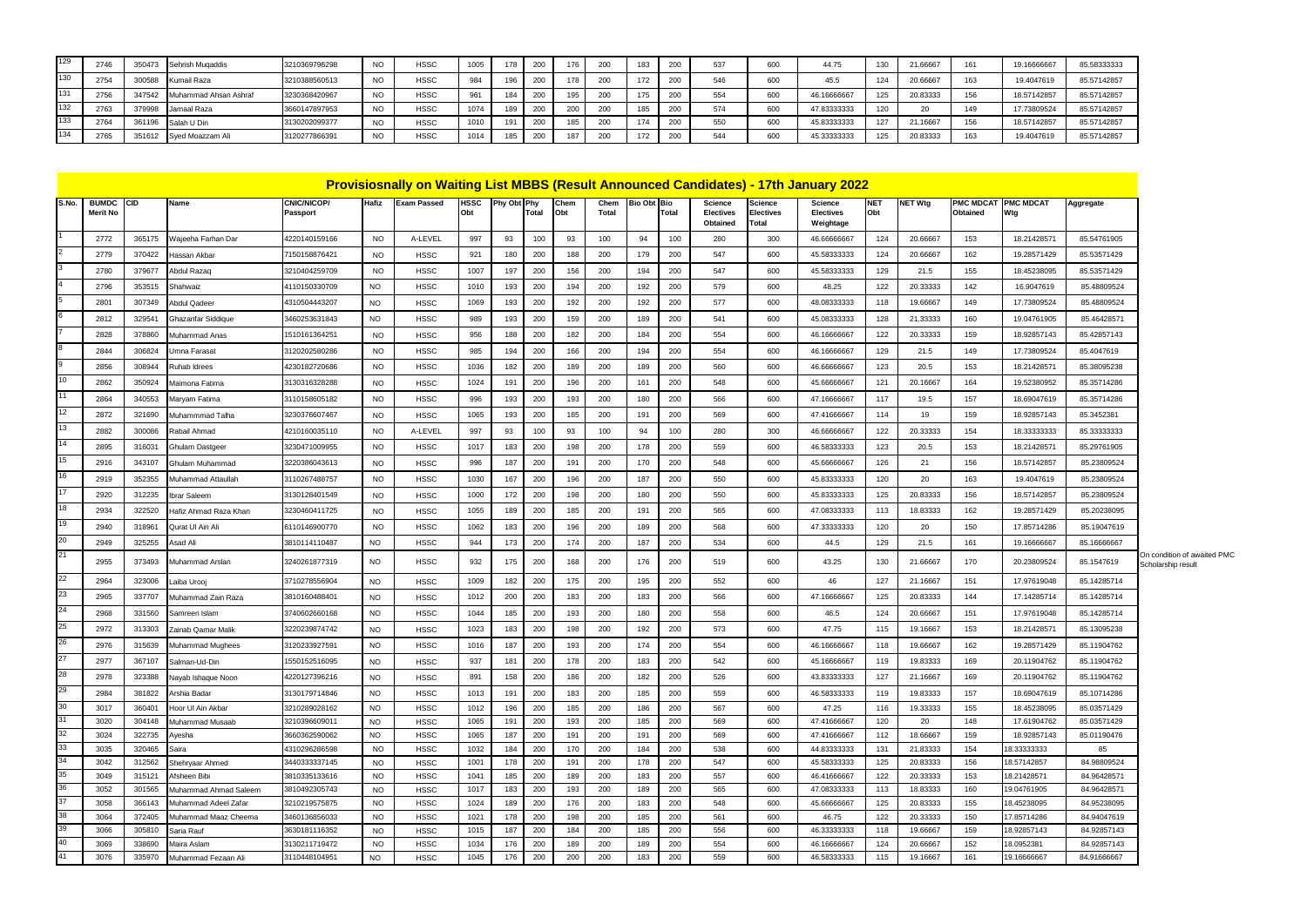| 129 | 2746 | 350473 | Sehrish Muqaddis | 3210369796298 | NO | HSSC | 1005 | 178 | 200 | 176 | 200 | 183 | 200 | 537 | 600 | 44.75 | 130 | 21.66667 | 161 | 19.16666667 | 85.58333333 |
|---|---|---|---|---|---|---|---|---|---|---|---|---|---|---|---|---|---|---|---|---|---|
| 130 | 2754 | 300588 | Kumail Raza | 3210388560513 | NO | HSSC | 984 | 196 | 200 | 178 | 200 | 172 | 200 | 546 | 600 | 45.5 | 124 | 20.66667 | 163 | 19.4047619 | 85.57142857 |
| 131 | 2756 | 347542 | Muhammad Ahsan Ashraf | 3230368420967 | NO | HSSC | 961 | 184 | 200 | 195 | 200 | 175 | 200 | 554 | 600 | 46.16666667 | 125 | 20.83333 | 156 | 18.57142857 | 85.57142857 |
| 132 | 2763 | 379998 | Jamaal Raza | 3660147897953 | NO | HSSC | 1074 | 189 | 200 | 200 | 200 | 185 | 200 | 574 | 600 | 47.83333333 | 120 | 20 | 149 | 17.73809524 | 85.57142857 |
| 133 | 2764 | 361196 | Salah U Din | 3130202099377 | NO | HSSC | 1010 | 191 | 200 | 185 | 200 | 174 | 200 | 550 | 600 | 45.83333333 | 127 | 21.16667 | 156 | 18.57142857 | 85.57142857 |
| 134 | 2765 | 351612 | Syed Moazzam Ali | 3120277866391 | NO | HSSC | 1014 | 185 | 200 | 187 | 200 | 172 | 200 | 544 | 600 | 45.33333333 | 125 | 20.83333 | 163 | 19.4047619 | 85.57142857 |

## Provisiosnally on Waiting List MBBS (Result Announced Candidates) - 17th January 2022

| S.No. | BUMDC Merit No | CID | Name | CNIC/NICOP/ Passport | Hafiz | Exam Passed | HSSC Obt | Phy Obt | Phy Total | Chem Obt | Chem Total | Bio Obt | Bio Total | Science Electives Obtained | Science Electives Total | Science Electives Weightage | NET Obt | NET Wtg | PMC MDCAT Obtained | PMC MDCAT Wtg | Aggregate | |
|---|---|---|---|---|---|---|---|---|---|---|---|---|---|---|---|---|---|---|---|---|---|---|
| 1 | 2772 | 365175 | Wajeeha Farhan Dar | 4220140159166 | NO | A-LEVEL | 997 | 93 | 100 | 93 | 100 | 94 | 100 | 280 | 300 | 46.66666667 | 124 | 20.66667 | 153 | 18.21428571 | 85.54761905 | |
| 2 | 2779 | 370422 | Hassan Akbar | 7150158876421 | NO | HSSC | 921 | 180 | 200 | 188 | 200 | 179 | 200 | 547 | 600 | 45.58333333 | 124 | 20.66667 | 162 | 19.28571429 | 85.53571429 | |
| 3 | 2780 | 379677 | Abdul Razaq | 3210404259709 | NO | HSSC | 1007 | 197 | 200 | 156 | 200 | 194 | 200 | 547 | 600 | 45.58333333 | 129 | 21.5 | 155 | 18.45238095 | 85.53571429 | |
| 4 | 2796 | 353515 | Shahwaiz | 4110150330709 | NO | HSSC | 1010 | 193 | 200 | 194 | 200 | 192 | 200 | 579 | 600 | 48.25 | 122 | 20.33333 | 142 | 16.9047619 | 85.48809524 | |
| 5 | 2801 | 307349 | Abdul Qadeer | 4310504443207 | NO | HSSC | 1069 | 193 | 200 | 192 | 200 | 192 | 200 | 577 | 600 | 48.08333333 | 118 | 19.66667 | 149 | 17.73809524 | 85.48809524 | |
| 6 | 2812 | 329541 | Ghazanfar Siddique | 3460253631843 | NO | HSSC | 989 | 193 | 200 | 159 | 200 | 189 | 200 | 541 | 600 | 45.08333333 | 128 | 21.33333 | 160 | 19.04761905 | 85.46428571 | |
| 7 | 2828 | 378860 | Muhammad Anas | 1510161364251 | NO | HSSC | 956 | 188 | 200 | 182 | 200 | 184 | 200 | 554 | 600 | 46.16666667 | 122 | 20.33333 | 159 | 18.92857143 | 85.42857143 | |
| 8 | 2844 | 306824 | Umna Farasat | 3120202580286 | NO | HSSC | 985 | 194 | 200 | 166 | 200 | 194 | 200 | 554 | 600 | 46.16666667 | 129 | 21.5 | 149 | 17.73809524 | 85.4047619 | |
| 9 | 2856 | 308944 | Ruhab Idrees | 4230182720686 | NO | HSSC | 1036 | 182 | 200 | 189 | 200 | 189 | 200 | 560 | 600 | 46.66666667 | 123 | 20.5 | 153 | 18.21428571 | 85.38095238 | |
| 10 | 2862 | 350924 | Maimona Fatima | 3130316328288 | NO | HSSC | 1024 | 191 | 200 | 196 | 200 | 161 | 200 | 548 | 600 | 45.66666667 | 121 | 20.16667 | 164 | 19.52380952 | 85.35714286 | |
| 11 | 2864 | 340553 | Maryam Fatima | 3110158605182 | NO | HSSC | 996 | 193 | 200 | 193 | 200 | 180 | 200 | 566 | 600 | 47.16666667 | 117 | 19.5 | 157 | 18.69047619 | 85.35714286 | |
| 12 | 2872 | 321690 | Muhammmad Talha | 3230376607467 | NO | HSSC | 1065 | 193 | 200 | 185 | 200 | 191 | 200 | 569 | 600 | 47.41666667 | 114 | 19 | 159 | 18.92857143 | 85.3452381 | |
| 13 | 2882 | 300086 | Rabail Ahmad | 4210160035110 | NO | A-LEVEL | 997 | 93 | 100 | 93 | 100 | 94 | 100 | 280 | 300 | 46.66666667 | 122 | 20.33333 | 154 | 18.33333333 | 85.33333333 | |
| 14 | 2895 | 316031 | Ghulam Dastgeer | 3230471009955 | NO | HSSC | 1017 | 183 | 200 | 198 | 200 | 178 | 200 | 559 | 600 | 46.58333333 | 123 | 20.5 | 153 | 18.21428571 | 85.29761905 | |
| 15 | 2916 | 343107 | Ghulam Muhammad | 3220386043613 | NO | HSSC | 996 | 187 | 200 | 191 | 200 | 170 | 200 | 548 | 600 | 45.66666667 | 126 | 21 | 156 | 18.57142857 | 85.23809524 | |
| 16 | 2919 | 352355 | Muhammad Attaullah | 3110267488757 | NO | HSSC | 1030 | 167 | 200 | 196 | 200 | 187 | 200 | 550 | 600 | 45.83333333 | 120 | 20 | 163 | 19.4047619 | 85.23809524 | |
| 17 | 2920 | 312235 | Ibrar Saleem | 3130128401549 | NO | HSSC | 1000 | 172 | 200 | 198 | 200 | 180 | 200 | 550 | 600 | 45.83333333 | 125 | 20.83333 | 156 | 18.57142857 | 85.23809524 | |
| 18 | 2934 | 322520 | Hafiz Ahmad Raza Khan | 3230460411725 | NO | HSSC | 1055 | 189 | 200 | 185 | 200 | 191 | 200 | 565 | 600 | 47.08333333 | 113 | 18.83333 | 162 | 19.28571429 | 85.20238095 | |
| 19 | 2940 | 318961 | Qurat Ul Ain Ali | 6110146900770 | NO | HSSC | 1062 | 183 | 200 | 196 | 200 | 189 | 200 | 568 | 600 | 47.33333333 | 120 | 20 | 150 | 17.85714286 | 85.19047619 | |
| 20 | 2949 | 325255 | Asad Ali | 3810114110487 | NO | HSSC | 944 | 173 | 200 | 174 | 200 | 187 | 200 | 534 | 600 | 44.5 | 129 | 21.5 | 161 | 19.16666667 | 85.16666667 | |
| 21 | 2955 | 373493 | Muhammad Arslan | 3240261877319 | NO | HSSC | 932 | 175 | 200 | 168 | 200 | 176 | 200 | 519 | 600 | 43.25 | 130 | 21.66667 | 170 | 20.23809524 | 85.1547619 | On condition of awaited PMC Scholarship result |
| 22 | 2964 | 323006 | Laiba Urooj | 3710278556904 | NO | HSSC | 1009 | 182 | 200 | 175 | 200 | 195 | 200 | 552 | 600 | 46 | 127 | 21.16667 | 151 | 17.97619048 | 85.14285714 | |
| 23 | 2965 | 337707 | Muhammad Zain Raza | 3810160488401 | NO | HSSC | 1012 | 200 | 200 | 183 | 200 | 183 | 200 | 566 | 600 | 47.16666667 | 125 | 20.83333 | 144 | 17.14285714 | 85.14285714 | |
| 24 | 2968 | 331560 | Samreen Islam | 3740602660168 | NO | HSSC | 1044 | 185 | 200 | 193 | 200 | 180 | 200 | 558 | 600 | 46.5 | 124 | 20.66667 | 151 | 17.97619048 | 85.14285714 | |
| 25 | 2972 | 313303 | Zainab Qamar Malik | 3220239874742 | NO | HSSC | 1023 | 183 | 200 | 198 | 200 | 192 | 200 | 573 | 600 | 47.75 | 115 | 19.16667 | 153 | 18.21428571 | 85.13095238 | |
| 26 | 2976 | 315639 | Muhammad Mughees | 3120233927591 | NO | HSSC | 1016 | 187 | 200 | 193 | 200 | 174 | 200 | 554 | 600 | 46.16666667 | 118 | 19.66667 | 162 | 19.28571429 | 85.11904762 | |
| 27 | 2977 | 367107 | Salman-Ud-Din | 1550152516095 | NO | HSSC | 937 | 181 | 200 | 178 | 200 | 183 | 200 | 542 | 600 | 45.16666667 | 119 | 19.83333 | 169 | 20.11904762 | 85.11904762 | |
| 28 | 2978 | 323388 | Nayab Ishaque Noon | 4220127396216 | NO | HSSC | 891 | 158 | 200 | 186 | 200 | 182 | 200 | 526 | 600 | 43.83333333 | 127 | 21.16667 | 169 | 20.11904762 | 85.11904762 | |
| 29 | 2984 | 381822 | Arshia Badar | 3130179714846 | NO | HSSC | 1013 | 191 | 200 | 183 | 200 | 185 | 200 | 559 | 600 | 46.58333333 | 119 | 19.83333 | 157 | 18.69047619 | 85.10714286 | |
| 30 | 3017 | 360401 | Hoor Ul Ain Akbar | 3210289028162 | NO | HSSC | 1012 | 196 | 200 | 185 | 200 | 186 | 200 | 567 | 600 | 47.25 | 116 | 19.33333 | 155 | 18.45238095 | 85.03571429 | |
| 31 | 3020 | 304148 | Muhammad Musaab | 3210396609011 | NO | HSSC | 1065 | 191 | 200 | 193 | 200 | 185 | 200 | 569 | 600 | 47.41666667 | 120 | 20 | 148 | 17.61904762 | 85.03571429 | |
| 32 | 3024 | 322735 | Ayesha | 3660362590062 | NO | HSSC | 1065 | 187 | 200 | 191 | 200 | 191 | 200 | 569 | 600 | 47.41666667 | 112 | 18.66667 | 159 | 18.92857143 | 85.01190476 | |
| 33 | 3035 | 320465 | Saira | 4310296286598 | NO | HSSC | 1032 | 184 | 200 | 170 | 200 | 184 | 200 | 538 | 600 | 44.83333333 | 131 | 21.83333 | 154 | 18.33333333 | 85 | |
| 34 | 3042 | 312562 | Shehryaar Ahmed | 3440333337145 | NO | HSSC | 1001 | 178 | 200 | 191 | 200 | 178 | 200 | 547 | 600 | 45.58333333 | 125 | 20.83333 | 156 | 18.57142857 | 84.98809524 | |
| 35 | 3049 | 315121 | Afsheen Bibi | 3810335133616 | NO | HSSC | 1041 | 185 | 200 | 189 | 200 | 183 | 200 | 557 | 600 | 46.41666667 | 122 | 20.33333 | 153 | 18.21428571 | 84.96428571 | |
| 36 | 3052 | 301565 | Muhammad Ahmad Saleem | 3810492305743 | NO | HSSC | 1017 | 183 | 200 | 193 | 200 | 189 | 200 | 565 | 600 | 47.08333333 | 113 | 18.83333 | 160 | 19.04761905 | 84.96428571 | |
| 37 | 3058 | 366143 | Muhammad Adeel Zafar | 3210219575875 | NO | HSSC | 1024 | 189 | 200 | 176 | 200 | 183 | 200 | 548 | 600 | 45.66666667 | 125 | 20.83333 | 155 | 18.45238095 | 84.95238095 | |
| 38 | 3064 | 372405 | Muhammad Maaz Cheema | 3460136856033 | NO | HSSC | 1021 | 178 | 200 | 198 | 200 | 185 | 200 | 561 | 600 | 46.75 | 122 | 20.33333 | 150 | 17.85714286 | 84.94047619 | |
| 39 | 3066 | 305810 | Saria Rauf | 3630181116352 | NO | HSSC | 1015 | 187 | 200 | 184 | 200 | 185 | 200 | 556 | 600 | 46.33333333 | 118 | 19.66667 | 159 | 18.92857143 | 84.92857143 | |
| 40 | 3069 | 338690 | Maira Aslam | 3130211719472 | NO | HSSC | 1034 | 176 | 200 | 189 | 200 | 189 | 200 | 554 | 600 | 46.16666667 | 124 | 20.66667 | 152 | 18.0952381 | 84.92857143 | |
| 41 | 3076 | 335970 | Muhammad Fezaan Ali | 3110448104951 | NO | HSSC | 1045 | 176 | 200 | 200 | 200 | 183 | 200 | 559 | 600 | 46.58333333 | 115 | 19.16667 | 161 | 19.16666667 | 84.91666667 | |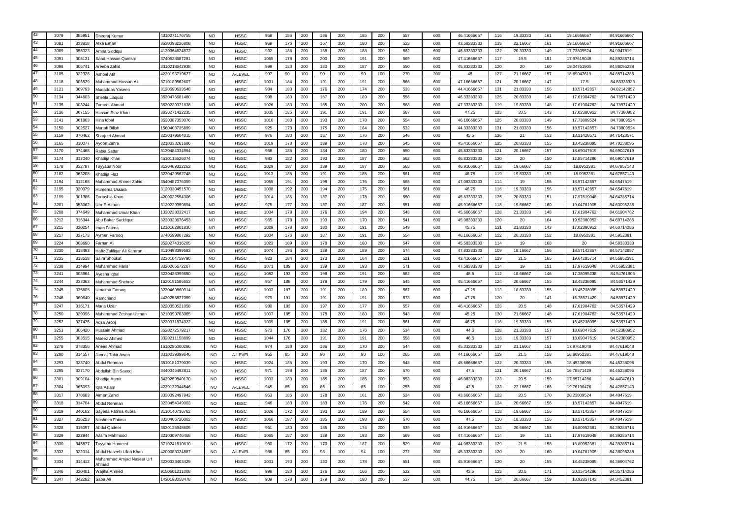| 42 | 3079 | 385951 | Dheeraj Kumar | 4310271176755 | NO | HSSC | 958 | 186 | 200 | 186 | 200 | 185 | 200 | 557 | 600 | 46.41666667 | 116 | 19.33333 | 161 | 19.16666667 | 84.91666667 |
|---|---|---|---|---|---|---|---|---|---|---|---|---|---|---|---|---|---|---|---|---|---|
| 43 | 3081 | 333818 | Atka Eman | 3630398226808 | NO | HSSC | 969 | 176 | 200 | 167 | 200 | 180 | 200 | 523 | 600 | 43.58333333 | 133 | 22.16667 | 161 | 19.16666667 | 84.91666667 |
| 44 | 3089 | 356023 | Amna Siddiqui | 4130364624872 | NO | HSSC | 932 | 186 | 200 | 188 | 200 | 188 | 200 | 562 | 600 | 46.83333333 | 122 | 20.33333 | 149 | 17.73809524 | 84.9047619 |
| 45 | 3091 | 305131 | Saad Hassan Qureshi | 3740528687281 | NO | HSSC | 1065 | 178 | 200 | 200 | 200 | 191 | 200 | 569 | 600 | 47.41666667 | 117 | 19.5 | 151 | 17.97619048 | 84.89285714 |
| 46 | 3098 | 306741 | Areeba Zahid | 3310218642938 | NO | HSSC | 999 | 183 | 200 | 180 | 200 | 187 | 200 | 550 | 600 | 45.83333333 | 120 | 20 | 160 | 19.04761905 | 84.88095238 |
| 47 | 3105 | 322328 | Ashbal Atif | 4220193719627 | NO | A-LEVEL | 997 | 90 | 100 | 90 | 100 | 90 | 100 | 270 | 300 | 45 | 127 | 21.16667 | 157 | 18.69047619 | 84.85714286 |
| 48 | 3118 | 306529 | Muhammad Hassan Ali | 3710189562607 | NO | HSSC | 1001 | 184 | 200 | 191 | 200 | 191 | 200 | 566 | 600 | 47.16666667 | 121 | 20.16667 | 147 | 17.5 | 84.83333333 |
| 49 | 3121 | 369793 | Muqaddas Yaseen | 3120590633548 | NO | HSSC | 984 | 183 | 200 | 176 | 200 | 174 | 200 | 533 | 600 | 44.41666667 | 131 | 21.83333 | 156 | 18.57142857 | 84.82142857 |
| 50 | 3134 | 344603 | Shehla Liaquat | 3630476681480 | NO | HSSC | 998 | 180 | 200 | 187 | 200 | 189 | 200 | 556 | 600 | 46.33333333 | 125 | 20.83333 | 148 | 17.61904762 | 84.78571429 |
| 51 | 3135 | 303244 | Zameet Ahmad | 3630239371838 | NO | HSSC | 1026 | 183 | 200 | 185 | 200 | 200 | 200 | 568 | 600 | 47.33333333 | 119 | 19.83333 | 148 | 17.61904762 | 84.78571429 |
| 52 | 3136 | 367155 | Hassan Riaz Khan | 3630271422235 | NO | HSSC | 1035 | 185 | 200 | 191 | 200 | 191 | 200 | 567 | 600 | 47.25 | 123 | 20.5 | 143 | 17.02380952 | 84.77380952 |
| 53 | 3141 | 361803 | Hina Iqbal | 3530387353076 | NO | HSSC | 1010 | 183 | 200 | 193 | 200 | 178 | 200 | 554 | 600 | 46.16666667 | 125 | 20.83333 | 149 | 17.73809524 | 84.73809524 |
| 54 | 3150 | 302527 | Murtafi Billah | 1560403735899 | NO | HSSC | 925 | 173 | 200 | 175 | 200 | 184 | 200 | 532 | 600 | 44.33333333 | 131 | 21.83333 | 156 | 18.57142857 | 84.73809524 |
| 55 | 3159 | 370462 | Sharjeel Ahmad | 3230379604015 | NO | HSSC | 976 | 183 | 200 | 187 | 200 | 176 | 200 | 546 | 600 | 45.5 | 126 | 21 | 153 | 18.21428571 | 84.71428571 |
| 56 | 3165 | 310077 | Ayoon Zahra | 3210333261686 | NO | HSSC | 1019 | 178 | 200 | 189 | 200 | 178 | 200 | 545 | 600 | 45.41666667 | 125 | 20.83333 | 155 | 18.45238095 | 84.70238095 |
| 57 | 3170 | 374468 | Rabia Sattar | 3130484334954 | NO | HSSC | 968 | 186 | 200 | 184 | 200 | 180 | 200 | 550 | 600 | 45.83333333 | 121 | 20.16667 | 157 | 18.69047619 | 84.69047619 |
| 58 | 3174 | 317040 | Khadija Khan | 4510115526074 | NO | HSSC | 983 | 182 | 200 | 193 | 200 | 187 | 200 | 562 | 600 | 46.83333333 | 120 | 20 | 150 | 17.85714286 | 84.69047619 |
| 59 | 3178 | 332787 | Tayyaba Noor | 3130469322262 | NO | HSSC | 1029 | 187 | 200 | 189 | 200 | 187 | 200 | 563 | 600 | 46.91666667 | 118 | 19.66667 | 152 | 18.0952381 | 84.67857143 |
| 60 | 3182 | 363208 | Khadija Fiaz | 3230429562748 | NO | HSSC | 1013 | 185 | 200 | 191 | 200 | 185 | 200 | 561 | 600 | 46.75 | 119 | 19.83333 | 152 | 18.0952381 | 84.67857143 |
| 61 | 3194 | 312168 | Muhammad Ahmer Zahid | 3540487076359 | NO | HSSC | 1055 | 191 | 200 | 198 | 200 | 176 | 200 | 565 | 600 | 47.08333333 | 114 | 19 | 156 | 18.57142857 | 84.6547619 |
| 62 | 3195 | 320379 | Humema Ussara | 3120330451570 | NO | HSSC | 1008 | 192 | 200 | 194 | 200 | 175 | 200 | 561 | 600 | 46.75 | 116 | 19.33333 | 156 | 18.57142857 | 84.6547619 |
| 63 | 3199 | 301386 | Zartashia Khan | 4200022554306 | NO | HSSC | 1014 | 185 | 200 | 187 | 200 | 178 | 200 | 550 | 600 | 45.83333333 | 125 | 20.83333 | 151 | 17.97619048 | 84.64285714 |
| 64 | 3201 | 353062 | Um-E-Aiman | 3120229359894 | NO | HSSC | 975 | 177 | 200 | 187 | 200 | 187 | 200 | 551 | 600 | 45.91666667 | 118 | 19.66667 | 160 | 19.04761905 | 84.63095238 |
| 65 | 3208 | 374649 | Muhammad Umar Khan | 1330238032417 | NO | HSSC | 1034 | 178 | 200 | 176 | 200 | 194 | 200 | 548 | 600 | 45.66666667 | 128 | 21.33333 | 148 | 17.61904762 | 84.61904762 |
| 66 | 3212 | 316344 | Abu Bakar Saddique | 3230323676453 | NO | HSSC | 965 | 178 | 200 | 193 | 200 | 170 | 200 | 541 | 600 | 45.08333333 | 120 | 20 | 164 | 19.52380952 | 84.60714286 |
| 67 | 3215 | 320254 | Iman Fatima | 1210162801830 | NO | HSSC | 1029 | 178 | 200 | 180 | 200 | 191 | 200 | 549 | 600 | 45.75 | 131 | 21.83333 | 143 | 17.02380952 | 84.60714286 |
| 68 | 3217 | 327173 | Aymen Farooq | 3740599807292 | NO | HSSC | 1034 | 176 | 200 | 187 | 200 | 191 | 200 | 554 | 600 | 46.16666667 | 122 | 20.33333 | 152 | 18.0952381 | 84.5952381 |
| 69 | 3224 | 308690 | Farhan Ali | 3520274316205 | NO | HSSC | 1023 | 189 | 200 | 178 | 200 | 180 | 200 | 547 | 600 | 45.58333333 | 114 | 19 | 168 | 20 | 84.58333333 |
| 70 | 3230 | 318493 | Hafiz Zulfiqar Ali Kamran | 3110498399583 | NO | HSSC | 1074 | 196 | 200 | 189 | 200 | 189 | 200 | 574 | 600 | 47.83333333 | 109 | 18.16667 | 156 | 18.57142857 | 84.57142857 |
| 71 | 3235 | 318518 | Saira Shoukat | 3230104759790 | NO | HSSC | 923 | 184 | 200 | 173 | 200 | 164 | 200 | 521 | 600 | 43.41666667 | 129 | 21.5 | 165 | 19.64285714 | 84.55952381 |
| 72 | 3238 | 314994 | Muhammad Haris | 3320265672267 | NO | HSSC | 1071 | 189 | 200 | 189 | 200 | 193 | 200 | 571 | 600 | 47.58333333 | 114 | 19 | 151 | 17.97619048 | 84.55952381 |
| 73 | 3241 | 308964 | Ayesha Iqbal | 3230428399850 | NO | HSSC | 1082 | 193 | 200 | 198 | 200 | 191 | 200 | 582 | 600 | 48.5 | 112 | 18.66667 | 146 | 17.38095238 | 84.54761905 |
| 74 | 3244 | 333363 | Muhammad Shehroz | 1620191586653 | NO | HSSC | 957 | 188 | 200 | 178 | 200 | 179 | 200 | 545 | 600 | 45.41666667 | 124 | 20.66667 | 155 | 18.45238095 | 84.53571429 |
| 75 | 3245 | 335605 | Umaima Farooq | 3230469860914 | NO | HSSC | 1003 | 187 | 200 | 191 | 200 | 189 | 200 | 567 | 600 | 47.25 | 113 | 18.83333 | 155 | 18.45238095 | 84.53571429 |
| 76 | 3246 | 360640 | Ramchand | 4430258877059 | NO | HSSC | 979 | 191 | 200 | 191 | 200 | 191 | 200 | 573 | 600 | 47.75 | 120 | 20 | 141 | 16.78571429 | 84.53571429 |
| 77 | 3247 | 316171 | Maria Uzair | 3220350521058 | NO | HSSC | 980 | 183 | 200 | 197 | 200 | 177 | 200 | 557 | 600 | 46.41666667 | 123 | 20.5 | 148 | 17.61904762 | 84.53571429 |
| 78 | 3250 | 329096 | Muhammad Zeshan Usman | 3210390703065 | NO | HSSC | 1007 | 185 | 200 | 178 | 200 | 180 | 200 | 543 | 600 | 45.25 | 130 | 21.66667 | 148 | 17.61904762 | 84.53571429 |
| 79 | 3252 | 337475 | Aqsa Arooj | 3230371874322 | NO | HSSC | 1009 | 185 | 200 | 185 | 200 | 191 | 200 | 561 | 600 | 46.75 | 116 | 19.33333 | 155 | 18.45238095 | 84.53571429 |
| 80 | 3253 | 306420 | Hussain Ahmad | 3620272579217 | NO | HSSC | 973 | 176 | 200 | 182 | 200 | 176 | 200 | 534 | 600 | 44.5 | 128 | 21.33333 | 157 | 18.69047619 | 84.52380952 |
| 81 | 3255 | 303515 | Moeez Ahmed | 3320211158899 | NO | HSSC | 1044 | 176 | 200 | 191 | 200 | 191 | 200 | 558 | 600 | 46.5 | 116 | 19.33333 | 157 | 18.69047619 | 84.52380952 |
| 82 | 3278 | 378356 | Anees Ahmad | 1610296000286 | NO | HSSC | 974 | 188 | 200 | 186 | 200 | 170 | 200 | 544 | 600 | 45.33333333 | 127 | 21.16667 | 151 | 17.97619048 | 84.47619048 |
| 83 | 3280 | 314557 | Jannat Tahir Awan | 3310039399646 | NO | A-LEVEL | 955 | 85 | 100 | 90 | 100 | 90 | 100 | 265 | 300 | 44.16666667 | 129 | 21.5 | 158 | 18.80952381 | 84.47619048 |
| 84 | 3293 | 323740 | Abdul Rehman | 3510181079039 | NO | HSSC | 1024 | 185 | 200 | 193 | 200 | 170 | 200 | 548 | 600 | 45.66666667 | 122 | 20.33333 | 155 | 18.45238095 | 84.45238095 |
| 85 | 3295 | 337170 | Abdullah Bin Saeed | 3440346492811 | NO | HSSC | 971 | 198 | 200 | 185 | 200 | 187 | 200 | 570 | 600 | 47.5 | 121 | 20.16667 | 141 | 16.78571429 | 84.45238095 |
| 86 | 3301 | 309104 | Khadija Aamir | 3420259840170 | NO | HSSC | 1033 | 183 | 200 | 185 | 200 | 185 | 200 | 553 | 600 | 46.08333333 | 123 | 20.5 | 150 | 17.85714286 | 84.44047619 |
| 87 | 3304 | 365093 | Iqra Aslam | 4220132344546 | NO | A-LEVEL | 945 | 85 | 100 | 85 | 100 | 85 | 100 | 255 | 300 | 42.5 | 133 | 22.16667 | 166 | 19.76190476 | 84.42857143 |
| 88 | 3317 | 378683 | Aimen Zahid | 3330392497942 | NO | HSSC | 953 | 185 | 200 | 178 | 200 | 161 | 200 | 524 | 600 | 43.66666667 | 123 | 20.5 | 170 | 20.23809524 | 84.4047619 |
| 89 | 3318 | 314704 | Abdul Rehman | 3230454049003 | NO | HSSC | 946 | 183 | 200 | 183 | 200 | 176 | 200 | 542 | 600 | 45.16666667 | 124 | 20.66667 | 156 | 18.57142857 | 84.4047619 |
| 90 | 3319 | 340162 | Sayeda Fatima Kubra | 3110140736762 | NO | HSSC | 1026 | 172 | 200 | 193 | 200 | 189 | 200 | 554 | 600 | 46.16666667 | 118 | 19.66667 | 156 | 18.57142857 | 84.4047619 |
| 91 | 3327 | 326253 | Nosheen Fatima | 3320406726062 | NO | HSSC | 1066 | 187 | 200 | 185 | 200 | 198 | 200 | 570 | 600 | 47.5 | 110 | 18.33333 | 156 | 18.57142857 | 84.4047619 |
| 92 | 3328 | 315097 | Abdul Qadeer | 3630125948605 | NO | HSSC | 961 | 180 | 200 | 185 | 200 | 174 | 200 | 539 | 600 | 44.91666667 | 124 | 20.66667 | 158 | 18.80952381 | 84.39285714 |
| 93 | 3329 | 322944 | Aasifa Mahmood | 3210309746468 | NO | HSSC | 1065 | 187 | 200 | 189 | 200 | 193 | 200 | 569 | 600 | 47.41666667 | 114 | 19 | 151 | 17.97619048 | 84.39285714 |
| 94 | 3330 | 345877 | Tayyaba Hameed | 3710241610610 | NO | HSSC | 960 | 172 | 200 | 170 | 200 | 187 | 200 | 529 | 600 | 44.08333333 | 129 | 21.5 | 158 | 18.80952381 | 84.39285714 |
| 95 | 3332 | 322014 | Abdul Haseeb Ullah Khan | 4200083024887 | NO | A-LEVEL | 986 | 85 | 100 | 93 | 100 | 94 | 100 | 272 | 300 | 45.33333333 | 120 | 20 | 160 | 19.04761905 | 84.38095238 |
| 96 | 3334 | 314412 | Muhammad Amjad Naseer Urf Ahmad | 3230333403429 | NO | HSSC | 1031 | 193 | 200 | 180 | 200 | 178 | 200 | 551 | 600 | 45.91666667 | 120 | 20 | 155 | 18.45238095 | 84.36904762 |
| 97 | 3346 | 320401 | Wajiha Ahmed | 9150601211008 | NO | HSSC | 998 | 180 | 200 | 176 | 200 | 166 | 200 | 522 | 600 | 43.5 | 123 | 20.5 | 171 | 20.35714286 | 84.35714286 |
| 98 | 3347 | 342282 | Saba Ali | 1430198058478 | NO | HSSC | 909 | 178 | 200 | 179 | 200 | 180 | 200 | 537 | 600 | 44.75 | 124 | 20.66667 | 159 | 18.92857143 | 84.3452381 |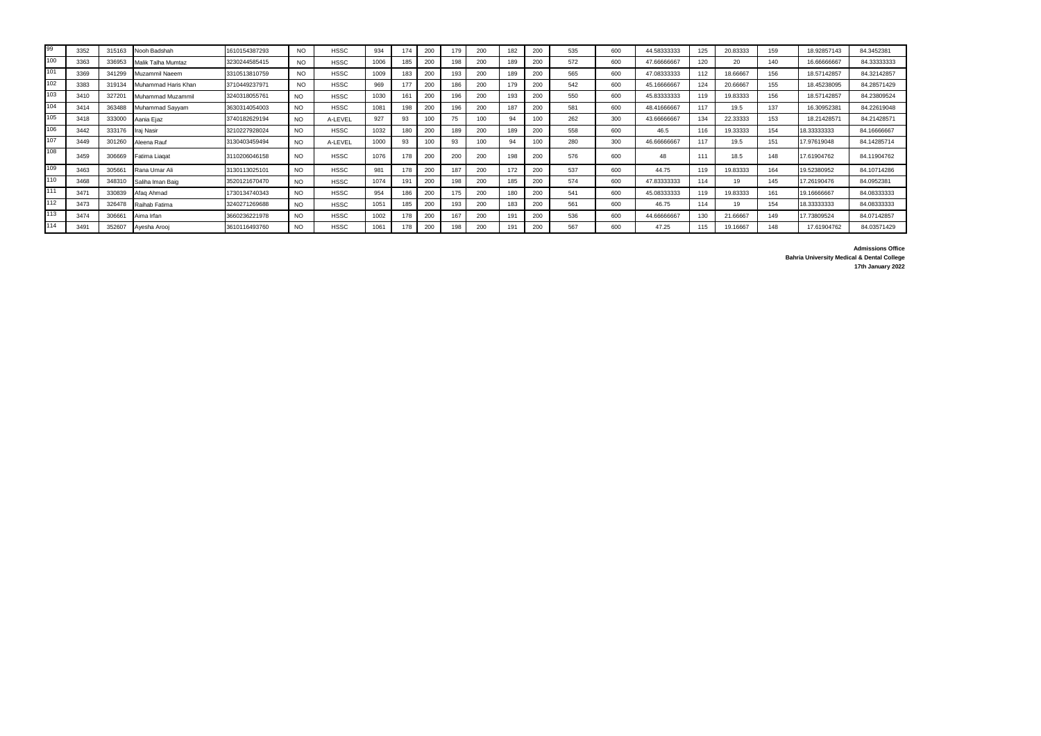| | | | | | | | | | | | | | | | | | | | | | | |
|---|---|---|---|---|---|---|---|---|---|---|---|---|---|---|---|---|---|---|---|---|---|---|
| 99 | 3352 | 315163 | Nooh Badshah | 1610154387293 | NO | HSSC | 934 | 174 | 200 | 179 | 200 | 182 | 200 | 535 | 600 | 44.58333333 | 125 | 20.83333 | 159 | 18.92857143 | 84.3452381 |
| 100 | 3363 | 336953 | Malik Talha Mumtaz | 3230244585415 | NO | HSSC | 1006 | 185 | 200 | 198 | 200 | 189 | 200 | 572 | 600 | 47.66666667 | 120 | 20 | 140 | 16.66666667 | 84.33333333 |
| 101 | 3369 | 341299 | Muzammil Naeem | 3310513810759 | NO | HSSC | 1009 | 183 | 200 | 193 | 200 | 189 | 200 | 565 | 600 | 47.08333333 | 112 | 18.66667 | 156 | 18.57142857 | 84.32142857 |
| 102 | 3383 | 319134 | Muhammad Haris Khan | 3710449237971 | NO | HSSC | 969 | 177 | 200 | 186 | 200 | 179 | 200 | 542 | 600 | 45.16666667 | 124 | 20.66667 | 155 | 18.45238095 | 84.28571429 |
| 103 | 3410 | 327201 | Muhammad Muzammil | 3240318055761 | NO | HSSC | 1030 | 161 | 200 | 196 | 200 | 193 | 200 | 550 | 600 | 45.83333333 | 119 | 19.83333 | 156 | 18.57142857 | 84.23809524 |
| 104 | 3414 | 363488 | Muhammad Sayyam | 3630314054003 | NO | HSSC | 1081 | 198 | 200 | 196 | 200 | 187 | 200 | 581 | 600 | 48.41666667 | 117 | 19.5 | 137 | 16.30952381 | 84.22619048 |
| 105 | 3418 | 333000 | Aania Ejaz | 3740182629194 | NO | A-LEVEL | 927 | 93 | 100 | 75 | 100 | 94 | 100 | 262 | 300 | 43.66666667 | 134 | 22.33333 | 153 | 18.21428571 | 84.21428571 |
| 106 | 3442 | 333176 | Iraj Nasir | 3210227928024 | NO | HSSC | 1032 | 180 | 200 | 189 | 200 | 189 | 200 | 558 | 600 | 46.5 | 116 | 19.33333 | 154 | 18.33333333 | 84.16666667 |
| 107 | 3449 | 301260 | Aleena Rauf | 3130403459494 | NO | A-LEVEL | 1000 | 93 | 100 | 93 | 100 | 94 | 100 | 280 | 300 | 46.66666667 | 117 | 19.5 | 151 | 17.97619048 | 84.14285714 |
| 108 | 3459 | 306669 | Fatima Liaqat | 3110206046158 | NO | HSSC | 1076 | 178 | 200 | 200 | 200 | 198 | 200 | 576 | 600 | 48 | 111 | 18.5 | 148 | 17.61904762 | 84.11904762 |
| 109 | 3463 | 305661 | Rana Umar Ali | 3130113025101 | NO | HSSC | 981 | 178 | 200 | 187 | 200 | 172 | 200 | 537 | 600 | 44.75 | 119 | 19.83333 | 164 | 19.52380952 | 84.10714286 |
| 110 | 3468 | 348310 | Saliha Iman Baig | 3520121670470 | NO | HSSC | 1074 | 191 | 200 | 198 | 200 | 185 | 200 | 574 | 600 | 47.83333333 | 114 | 19 | 145 | 17.26190476 | 84.0952381 |
| 111 | 3471 | 330839 | Afaq Ahmad | 1730134740343 | NO | HSSC | 954 | 186 | 200 | 175 | 200 | 180 | 200 | 541 | 600 | 45.08333333 | 119 | 19.83333 | 161 | 19.16666667 | 84.08333333 |
| 112 | 3473 | 326478 | Raihab Fatima | 3240271269688 | NO | HSSC | 1051 | 185 | 200 | 193 | 200 | 183 | 200 | 561 | 600 | 46.75 | 114 | 19 | 154 | 18.33333333 | 84.08333333 |
| 113 | 3474 | 306661 | Aima Irfan | 3660236221978 | NO | HSSC | 1002 | 178 | 200 | 167 | 200 | 191 | 200 | 536 | 600 | 44.66666667 | 130 | 21.66667 | 149 | 17.73809524 | 84.07142857 |
| 114 | 3491 | 352607 | Ayesha Arooj | 3610116493760 | NO | HSSC | 1061 | 178 | 200 | 198 | 200 | 191 | 200 | 567 | 600 | 47.25 | 115 | 19.16667 | 148 | 17.61904762 | 84.03571429 |

**Admissions Office**
**Bahria University Medical & Dental College**
**17th January 2022**